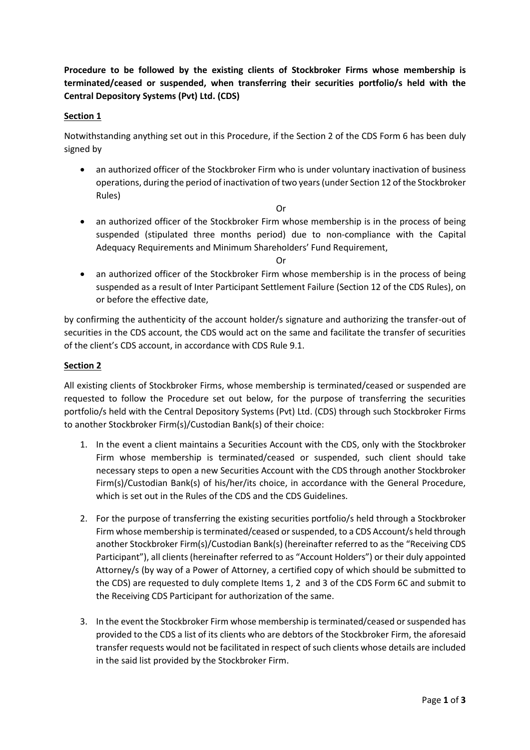**Procedure to be followed by the existing clients of Stockbroker Firms whose membership is terminated/ceased or suspended, when transferring their securities portfolio/s held with the Central Depository Systems (Pvt) Ltd. (CDS)**

## Section 1

Notwithstanding anything set out in this Procedure, if the Section 2 of the CDS Form 6 has been duly signed by

- an authorized officer of the Stockbroker Firm who is under voluntary inactivation of business operations, during the period of inactivation of two years (under Section 12 of the Stockbroker Rules)

Or

- an authorized officer of the Stockbroker Firm whose membership is in the process of being suspended (stipulated three months period) due to non-compliance with the Capital Adequacy Requirements and Minimum Shareholders' Fund Requirement,

Or

- an authorized officer of the Stockbroker Firm whose membership is in the process of being suspended as a result of Inter Participant Settlement Failure (Section 12 of the CDS Rules), on or before the effective date,

by confirming the authenticity of the account holder/s signature and authorizing the transfer-out of securities in the CDS account, the CDS would act on the same and facilitate the transfer of securities of the client's CDS account, in accordance with CDS Rule 9.1.

## Section 2

All existing clients of Stockbroker Firms, whose membership is terminated/ceased or suspended are requested to follow the Procedure set out below, for the purpose of transferring the securities portfolio/s held with the Central Depository Systems (Pvt) Ltd. (CDS) through such Stockbroker Firms to another Stockbroker Firm(s)/Custodian Bank(s) of their choice:

1. In the event a client maintains a Securities Account with the CDS, only with the Stockbroker Firm whose membership is terminated/ceased or suspended, such client should take necessary steps to open a new Securities Account with the CDS through another Stockbroker Firm(s)/Custodian Bank(s) of his/her/its choice, in accordance with the General Procedure, which is set out in the Rules of the CDS and the CDS Guidelines.

2. For the purpose of transferring the existing securities portfolio/s held through a Stockbroker Firm whose membership is terminated/ceased or suspended, to a CDS Account/s held through another Stockbroker Firm(s)/Custodian Bank(s) (hereinafter referred to as the "Receiving CDS Participant"), all clients (hereinafter referred to as "Account Holders") or their duly appointed Attorney/s (by way of a Power of Attorney, a certified copy of which should be submitted to the CDS) are requested to duly complete Items 1, 2 and 3 of the CDS Form 6C and submit to the Receiving CDS Participant for authorization of the same.

3. In the event the Stockbroker Firm whose membership is terminated/ceased or suspended has provided to the CDS a list of its clients who are debtors of the Stockbroker Firm, the aforesaid transfer requests would not be facilitated in respect of such clients whose details are included in the said list provided by the Stockbroker Firm.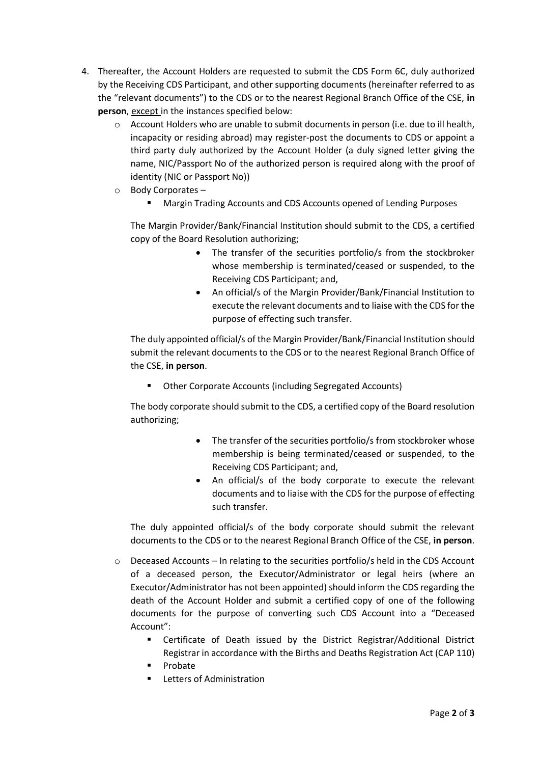4. Thereafter, the Account Holders are requested to submit the CDS Form 6C, duly authorized by the Receiving CDS Participant, and other supporting documents (hereinafter referred to as the "relevant documents") to the CDS or to the nearest Regional Branch Office of the CSE, **in person**, <u>except</u> in the instances specified below:
   - Account Holders who are unable to submit documents in person (i.e. due to ill health, incapacity or residing abroad) may register-post the documents to CDS or appoint a third party duly authorized by the Account Holder (a duly signed letter giving the name, NIC/Passport No of the authorized person is required along with the proof of identity (NIC or Passport No))
   - Body Corporates –
     - Margin Trading Accounts and CDS Accounts opened of Lending Purposes

     The Margin Provider/Bank/Financial Institution should submit to the CDS, a certified copy of the Board Resolution authorizing;

     - The transfer of the securities portfolio/s from the stockbroker whose membership is terminated/ceased or suspended, to the Receiving CDS Participant; and,
     - An official/s of the Margin Provider/Bank/Financial Institution to execute the relevant documents and to liaise with the CDS for the purpose of effecting such transfer.

     The duly appointed official/s of the Margin Provider/Bank/Financial Institution should submit the relevant documents to the CDS or to the nearest Regional Branch Office of the CSE, **in person**.

     - Other Corporate Accounts (including Segregated Accounts)

     The body corporate should submit to the CDS, a certified copy of the Board resolution authorizing;

     - The transfer of the securities portfolio/s from stockbroker whose membership is being terminated/ceased or suspended, to the Receiving CDS Participant; and,
     - An official/s of the body corporate to execute the relevant documents and to liaise with the CDS for the purpose of effecting such transfer.

     The duly appointed official/s of the body corporate should submit the relevant documents to the CDS or to the nearest Regional Branch Office of the CSE, **in person**.

   - Deceased Accounts – In relating to the securities portfolio/s held in the CDS Account of a deceased person, the Executor/Administrator or legal heirs (where an Executor/Administrator has not been appointed) should inform the CDS regarding the death of the Account Holder and submit a certified copy of one of the following documents for the purpose of converting such CDS Account into a "Deceased Account":
     - Certificate of Death issued by the District Registrar/Additional District Registrar in accordance with the Births and Deaths Registration Act (CAP 110)
     - Probate
     - Letters of Administration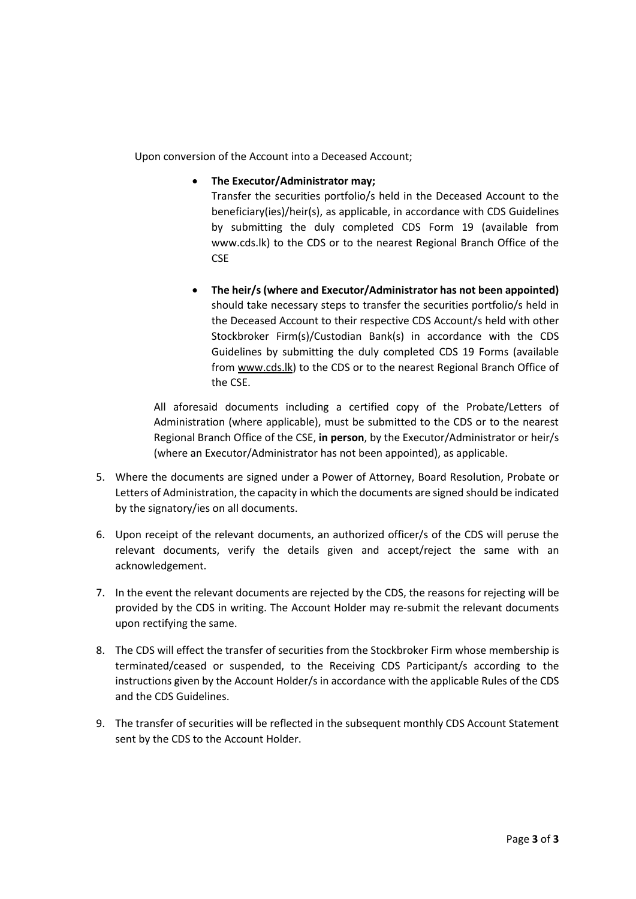Upon conversion of the Account into a Deceased Account;

- **The Executor/Administrator may;**
  Transfer the securities portfolio/s held in the Deceased Account to the beneficiary(ies)/heir(s), as applicable, in accordance with CDS Guidelines by submitting the duly completed CDS Form 19 (available from www.cds.lk) to the CDS or to the nearest Regional Branch Office of the CSE

- **The heir/s (where and Executor/Administrator has not been appointed)** should take necessary steps to transfer the securities portfolio/s held in the Deceased Account to their respective CDS Account/s held with other Stockbroker Firm(s)/Custodian Bank(s) in accordance with the CDS Guidelines by submitting the duly completed CDS 19 Forms (available from www.cds.lk) to the CDS or to the nearest Regional Branch Office of the CSE.

All aforesaid documents including a certified copy of the Probate/Letters of Administration (where applicable), must be submitted to the CDS or to the nearest Regional Branch Office of the CSE, **in person**, by the Executor/Administrator or heir/s (where an Executor/Administrator has not been appointed), as applicable.

5. Where the documents are signed under a Power of Attorney, Board Resolution, Probate or Letters of Administration, the capacity in which the documents are signed should be indicated by the signatory/ies on all documents.

6. Upon receipt of the relevant documents, an authorized officer/s of the CDS will peruse the relevant documents, verify the details given and accept/reject the same with an acknowledgement.

7. In the event the relevant documents are rejected by the CDS, the reasons for rejecting will be provided by the CDS in writing. The Account Holder may re-submit the relevant documents upon rectifying the same.

8. The CDS will effect the transfer of securities from the Stockbroker Firm whose membership is terminated/ceased or suspended, to the Receiving CDS Participant/s according to the instructions given by the Account Holder/s in accordance with the applicable Rules of the CDS and the CDS Guidelines.

9. The transfer of securities will be reflected in the subsequent monthly CDS Account Statement sent by the CDS to the Account Holder.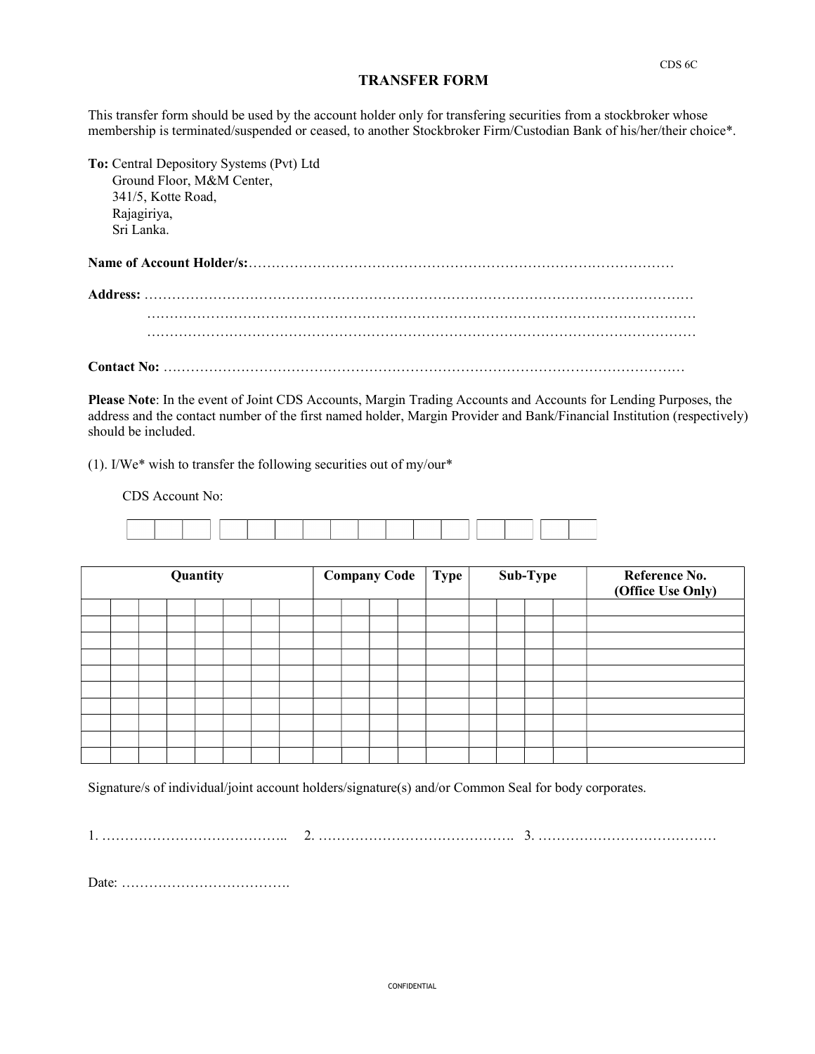CDS 6C

# TRANSFER FORM

This transfer form should be used by the account holder only for transfering securities from a stockbroker whose membership is terminated/suspended or ceased, to another Stockbroker Firm/Custodian Bank of his/her/their choice*.

**To:** Central Depository Systems (Pvt) Ltd
Ground Floor, M&M Center,
341/5, Kotte Road,
Rajagiriya,
Sri Lanka.

**Name of Account Holder/s:**……………………………………………………………………………………

**Address:** ………………………………………………………………………………………………………
………………………………………………………………………………………………………
………………………………………………………………………………………………………

**Contact No:** ………………………………………………………………………………………………

**Please Note**: In the event of Joint CDS Accounts, Margin Trading Accounts and Accounts for Lending Purposes, the address and the contact number of the first named holder, Margin Provider and Bank/Financial Institution (respectively) should be included.

(1). I/We* wish to transfer the following securities out of my/our*

CDS Account No:

| | | | | | | | | | | | | | | | |
|---|---|---|---|---|---|---|---|---|---|---|---|---|---|---|---|
| | | | | | | | | | | | | | | | |

| Quantity | Company Code | Type | Sub-Type | Reference No. (Office Use Only) |
|---|---|---|---|---|
| | | | | |
| | | | | |
| | | | | |
| | | | | |
| | | | | |
| | | | | |
| | | | | |
| | | | | |
| | | | | |
| | | | | |

Signature/s of individual/joint account holders/signature(s) and/or Common Seal for body corporates.

1. ………………………………….. 2. ……………………………………. 3. …………………………………

Date: ……………………………….

CONFIDENTIAL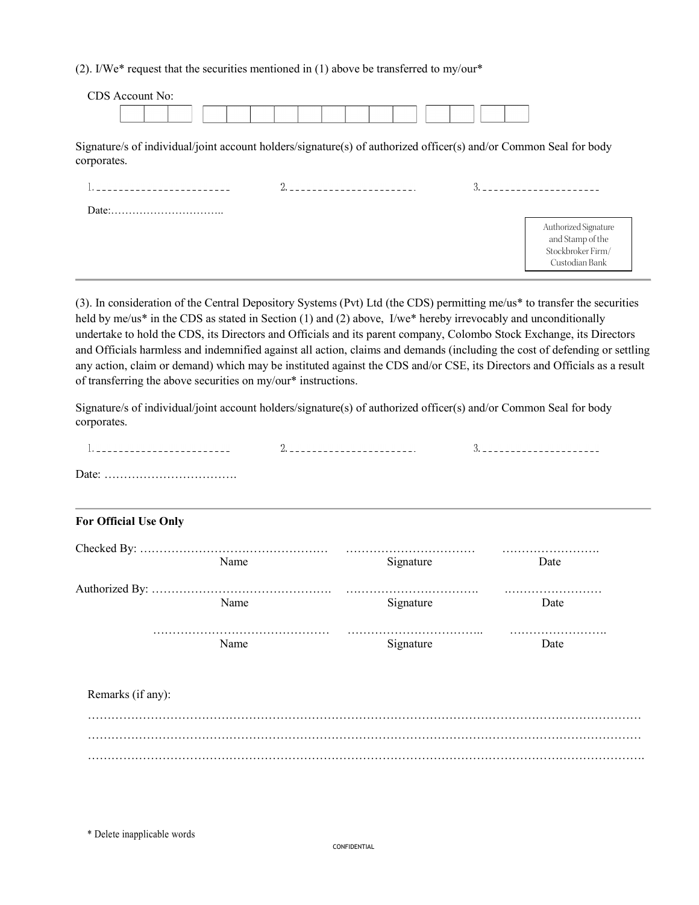(2). I/We* request that the securities mentioned in (1) above be transferred to my/our*

CDS Account No:

| | | | | | | | | | | | | | | | | | |
|---|---|---|---|---|---|---|---|---|---|---|---|---|---|---|---|---|---|
| | | | | | | | | | | | | | | | | | |

Signature/s of individual/joint account holders/signature(s) of authorized officer(s) and/or Common Seal for body corporates.

1. ________________________    2. ______________________.    3. ____________________

Date:…………………………..

Authorized Signature and Stamp of the Stockbroker Firm/ Custodian Bank

---

(3). In consideration of the Central Depository Systems (Pvt) Ltd (the CDS) permitting me/us* to transfer the securities held by me/us* in the CDS as stated in Section (1) and (2) above, I/we* hereby irrevocably and unconditionally undertake to hold the CDS, its Directors and Officials and its parent company, Colombo Stock Exchange, its Directors and Officials harmless and indemnified against all action, claims and demands (including the cost of defending or settling any action, claim or demand) which may be instituted against the CDS and/or CSE, its Directors and Officials as a result of transferring the above securities on my/our* instructions.

Signature/s of individual/joint account holders/signature(s) of authorized officer(s) and/or Common Seal for body corporates.

1. ________________________    2. ______________________.    3. ____________________

Date: …………………………….

---

**For Official Use Only**

Checked By: …………………………………………  …………………………… ……………………. 
Name  Signature  Date

Authorized By: ……………………………………….  ……………………………. …………………….
Name  Signature  Date

……………………………………… ……………………………..  …………………….
Name  Signature  Date

Remarks (if any):

……………………………………………………………………………………………………………………………
……………………………………………………………………………………………………………………………
……………………………………………………………………………………………………………………………

\* Delete inapplicable words

CONFIDENTIAL